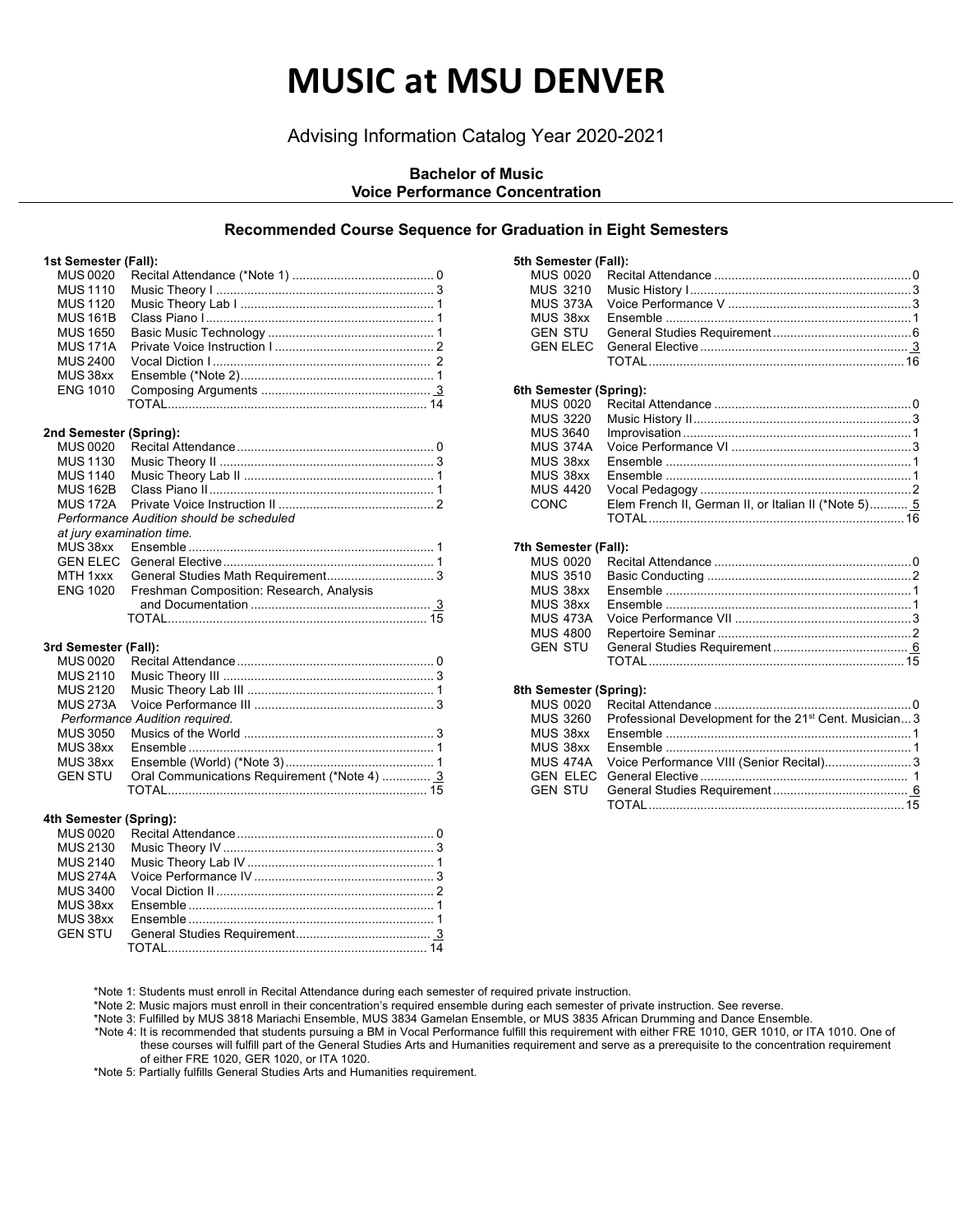# MUSIC at MSU DENVER

Advising Information Catalog Year 2020-2021

**Bachelor of Music**
**Voice Performance Concentration**

### Recommended Course Sequence for Graduation in Eight Semesters

**1st Semester (Fall):**

| Course | Title | Credits |
|---|---|---|
| MUS 0020 | Recital Attendance (*Note 1) | 0 |
| MUS 1110 | Music Theory I | 3 |
| MUS 1120 | Music Theory Lab I | 1 |
| MUS 161B | Class Piano I | 1 |
| MUS 1650 | Basic Music Technology | 1 |
| MUS 171A | Private Voice Instruction I | 2 |
| MUS 2400 | Vocal Diction I | 2 |
| MUS 38xx | Ensemble (*Note 2) | 1 |
| ENG 1010 | Composing Arguments | 3 |
| | TOTAL | 14 |

**2nd Semester (Spring):**

| Course | Title | Credits |
|---|---|---|
| MUS 0020 | Recital Attendance | 0 |
| MUS 1130 | Music Theory II | 3 |
| MUS 1140 | Music Theory Lab II | 1 |
| MUS 162B | Class Piano II | 1 |
| MUS 172A | Private Voice Instruction II | 2 |
| *Performance Audition should be scheduled at jury examination time.* | | |
| MUS 38xx | Ensemble | 1 |
| GEN ELEC | General Elective | 1 |
| MTH 1xxx | General Studies Math Requirement | 3 |
| ENG 1020 | Freshman Composition: Research, Analysis and Documentation | 3 |
| | TOTAL | 15 |

**3rd Semester (Fall):**

| Course | Title | Credits |
|---|---|---|
| MUS 0020 | Recital Attendance | 0 |
| MUS 2110 | Music Theory III | 3 |
| MUS 2120 | Music Theory Lab III | 1 |
| MUS 273A | Voice Performance III | 3 |
| *Performance Audition required.* | | |
| MUS 3050 | Musics of the World | 3 |
| MUS 38xx | Ensemble | 1 |
| MUS 38xx | Ensemble (World) (*Note 3) | 1 |
| GEN STU | Oral Communications Requirement (*Note 4) | 3 |
| | TOTAL | 15 |

**4th Semester (Spring):**

| Course | Title | Credits |
|---|---|---|
| MUS 0020 | Recital Attendance | 0 |
| MUS 2130 | Music Theory IV | 3 |
| MUS 2140 | Music Theory Lab IV | 1 |
| MUS 274A | Voice Performance IV | 3 |
| MUS 3400 | Vocal Diction II | 2 |
| MUS 38xx | Ensemble | 1 |
| MUS 38xx | Ensemble | 1 |
| GEN STU | General Studies Requirement | 3 |
| | TOTAL | 14 |

**5th Semester (Fall):**

| Course | Title | Credits |
|---|---|---|
| MUS 0020 | Recital Attendance | 0 |
| MUS 3210 | Music History I | 3 |
| MUS 373A | Voice Performance V | 3 |
| MUS 38xx | Ensemble | 1 |
| GEN STU | General Studies Requirement | 6 |
| GEN ELEC | General Elective | 3 |
| | TOTAL | 16 |

**6th Semester (Spring):**

| Course | Title | Credits |
|---|---|---|
| MUS 0020 | Recital Attendance | 0 |
| MUS 3220 | Music History II | 3 |
| MUS 3640 | Improvisation | 1 |
| MUS 374A | Voice Performance VI | 3 |
| MUS 38xx | Ensemble | 1 |
| MUS 38xx | Ensemble | 1 |
| MUS 4420 | Vocal Pedagogy | 2 |
| CONC | Elem French II, German II, or Italian II (*Note 5) | 5 |
| | TOTAL | 16 |

**7th Semester (Fall):**

| Course | Title | Credits |
|---|---|---|
| MUS 0020 | Recital Attendance | 0 |
| MUS 3510 | Basic Conducting | 2 |
| MUS 38xx | Ensemble | 1 |
| MUS 38xx | Ensemble | 1 |
| MUS 473A | Voice Performance VII | 3 |
| MUS 4800 | Repertoire Seminar | 2 |
| GEN STU | General Studies Requirement | 6 |
| | TOTAL | 15 |

**8th Semester (Spring):**

| Course | Title | Credits |
|---|---|---|
| MUS 0020 | Recital Attendance | 0 |
| MUS 3260 | Professional Development for the 21st Cent. Musician | 3 |
| MUS 38xx | Ensemble | 1 |
| MUS 38xx | Ensemble | 1 |
| MUS 474A | Voice Performance VIII (Senior Recital) | 3 |
| GEN ELEC | General Elective | 1 |
| GEN STU | General Studies Requirement | 6 |
| | TOTAL | 15 |

*Note 1: Students must enroll in Recital Attendance during each semester of required private instruction.

*Note 2: Music majors must enroll in their concentration's required ensemble during each semester of private instruction. See reverse.

*Note 3: Fulfilled by MUS 3818 Mariachi Ensemble, MUS 3834 Gamelan Ensemble, or MUS 3835 African Drumming and Dance Ensemble.

*Note 4: It is recommended that students pursuing a BM in Vocal Performance fulfill this requirement with either FRE 1010, GER 1010, or ITA 1010. One of these courses will fulfill part of the General Studies Arts and Humanities requirement and serve as a prerequisite to the concentration requirement of either FRE 1020, GER 1020, or ITA 1020.

*Note 5: Partially fulfills General Studies Arts and Humanities requirement.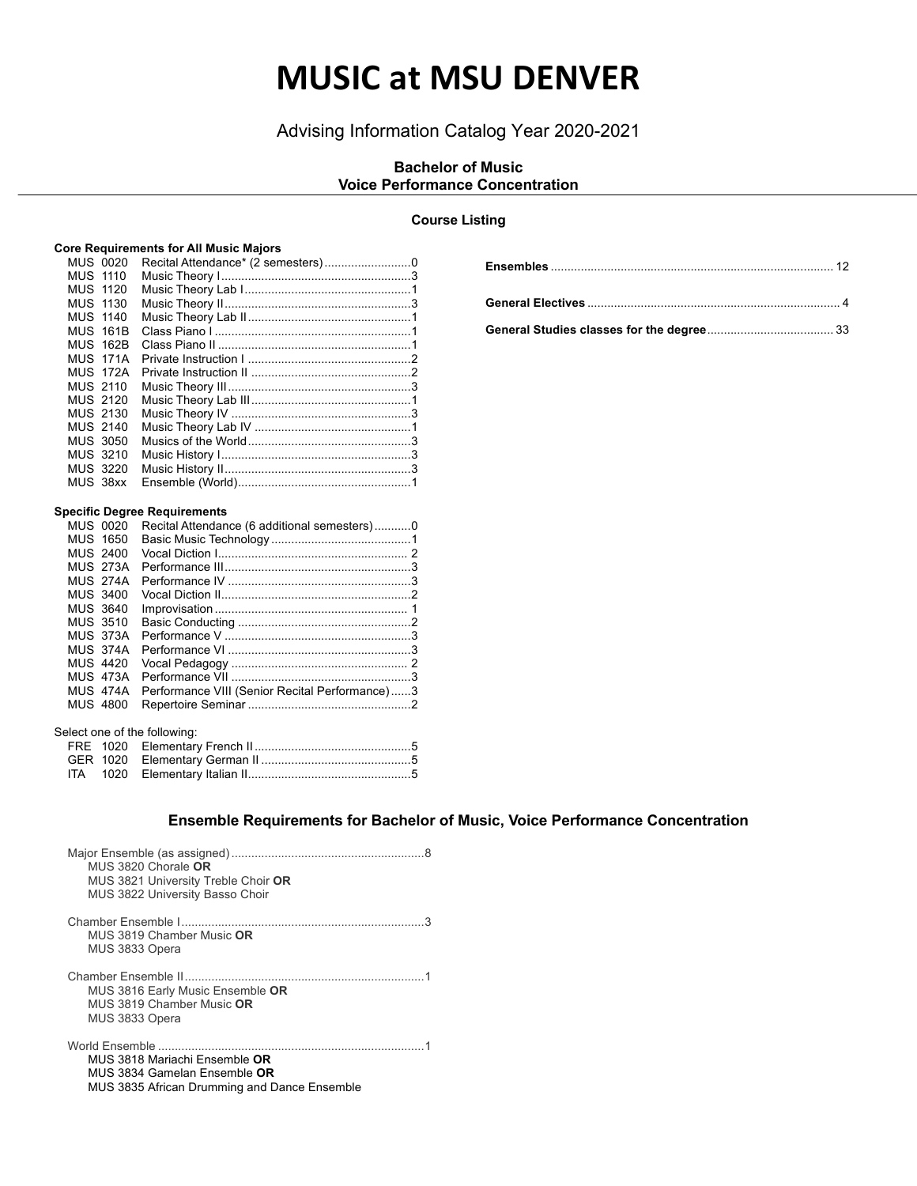# MUSIC at MSU DENVER

Advising Information Catalog Year 2020-2021

**Bachelor of Music**
**Voice Performance Concentration**

**Course Listing**

**Core Requirements for All Music Majors**

| | | | |
|---|---|---|---|
| MUS | 0020 | Recital Attendance* (2 semesters) | 0 |
| MUS | 1110 | Music Theory I | 3 |
| MUS | 1120 | Music Theory Lab I | 1 |
| MUS | 1130 | Music Theory II | 3 |
| MUS | 1140 | Music Theory Lab II | 1 |
| MUS | 161B | Class Piano I | 1 |
| MUS | 162B | Class Piano II | 1 |
| MUS | 171A | Private Instruction I | 2 |
| MUS | 172A | Private Instruction II | 2 |
| MUS | 2110 | Music Theory III | 3 |
| MUS | 2120 | Music Theory Lab III | 1 |
| MUS | 2130 | Music Theory IV | 3 |
| MUS | 2140 | Music Theory Lab IV | 1 |
| MUS | 3050 | Musics of the World | 3 |
| MUS | 3210 | Music History I | 3 |
| MUS | 3220 | Music History II | 3 |
| MUS | 38xx | Ensemble (World) | 1 |

**Specific Degree Requirements**

| | | | |
|---|---|---|---|
| MUS | 0020 | Recital Attendance (6 additional semesters) | 0 |
| MUS | 1650 | Basic Music Technology | 1 |
| MUS | 2400 | Vocal Diction I | 2 |
| MUS | 273A | Performance III | 3 |
| MUS | 274A | Performance IV | 3 |
| MUS | 3400 | Vocal Diction II | 2 |
| MUS | 3640 | Improvisation | 1 |
| MUS | 3510 | Basic Conducting | 2 |
| MUS | 373A | Performance V | 3 |
| MUS | 374A | Performance VI | 3 |
| MUS | 4420 | Vocal Pedagogy | 2 |
| MUS | 473A | Performance VII | 3 |
| MUS | 474A | Performance VIII (Senior Recital Performance) | 3 |
| MUS | 4800 | Repertoire Seminar | 2 |

Select one of the following:

| | | | |
|---|---|---|---|
| FRE | 1020 | Elementary French II | 5 |
| GER | 1020 | Elementary German II | 5 |
| ITA | 1020 | Elementary Italian II | 5 |

**Ensembles** ........ 12

**General Electives** ........ 4

**General Studies classes for the degree** ........ 33

## Ensemble Requirements for Bachelor of Music, Voice Performance Concentration

Major Ensemble (as assigned) ........ 8
- MUS 3820 Chorale **OR**
- MUS 3821 University Treble Choir **OR**
- MUS 3822 University Basso Choir

Chamber Ensemble I ........ 3
- MUS 3819 Chamber Music **OR**
- MUS 3833 Opera

Chamber Ensemble II ........ 1
- MUS 3816 Early Music Ensemble **OR**
- MUS 3819 Chamber Music **OR**
- MUS 3833 Opera

World Ensemble ........ 1
- MUS 3818 Mariachi Ensemble **OR**
- MUS 3834 Gamelan Ensemble **OR**
- MUS 3835 African Drumming and Dance Ensemble